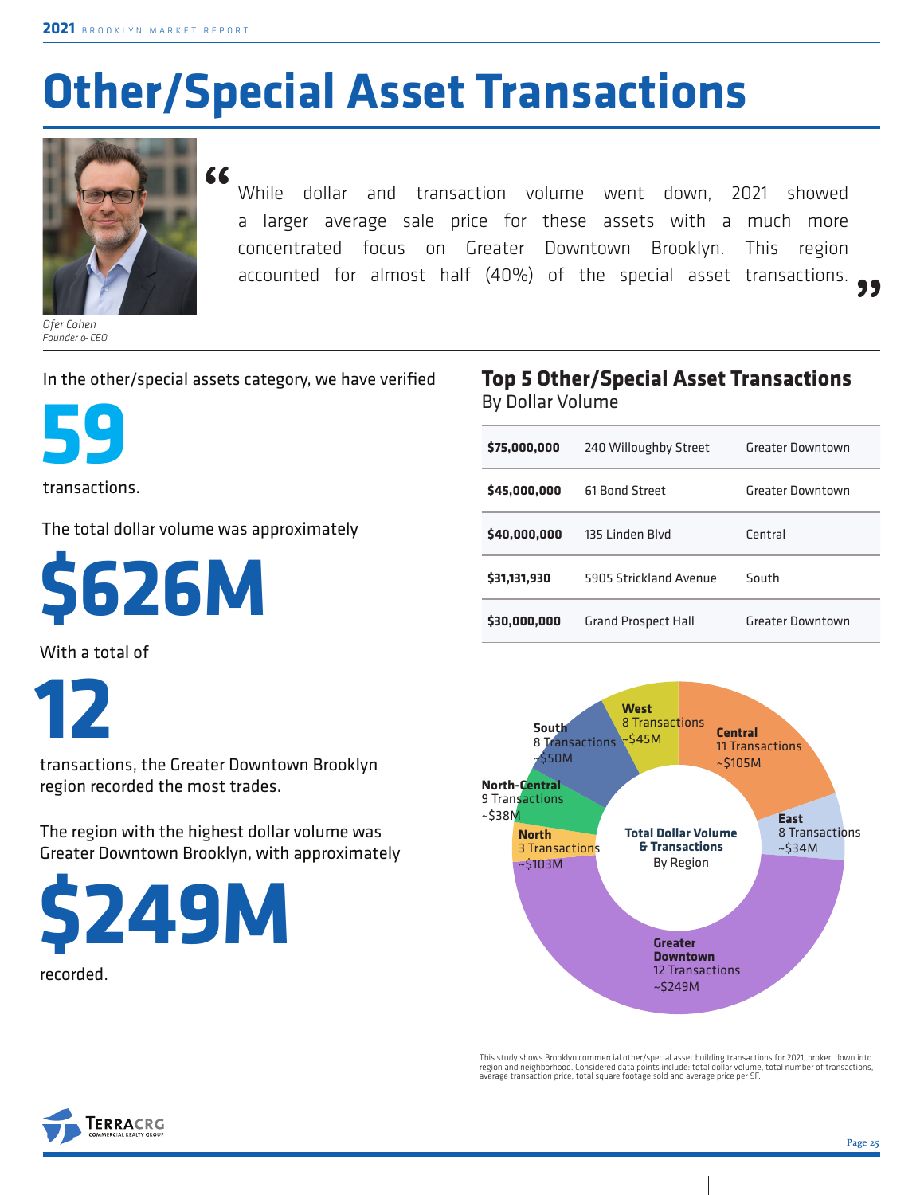# Other/Special Asset Transactions

> "While dollar and transaction volume went down, 2021 showed a larger average sale price for these assets with a much more concentrated focus on Greater Downtown Brooklyn. This region accounted for almost half (40%) of the special asset transactions."

*Ofer Cohen*
*Founder & CEO*

In the other/special assets category, we have verified

**59**

transactions.

The total dollar volume was approximately

**$626M**

With a total of

**12**

transactions, the Greater Downtown Brooklyn region recorded the most trades.

The region with the highest dollar volume was Greater Downtown Brooklyn, with approximately

**$249M**

recorded.

## Top 5 Other/Special Asset Transactions

By Dollar Volume

| | | |
|---|---|---|
| **$75,000,000** | 240 Willoughby Street | Greater Downtown |
| **$45,000,000** | 61 Bond Street | Greater Downtown |
| **$40,000,000** | 135 Linden Blvd | Central |
| **$31,131,930** | 5905 Strickland Avenue | South |
| **$30,000,000** | Grand Prospect Hall | Greater Downtown |

**Total Dollar Volume & Transactions**
By Region

| Region | Transactions | Dollar Volume |
|---|---|---|
| West | 8 Transactions | ~$45M |
| Central | 11 Transactions | ~$105M |
| East | 8 Transactions | ~$34M |
| Greater Downtown | 12 Transactions | ~$249M |
| North | 3 Transactions | ~$103M |
| North-Central | 9 Transactions | ~$38M |
| South | 8 Transactions | ~$50M |

This study shows Brooklyn commercial other/special asset building transactions for 2021, broken down into region and neighborhood. Considered data points include: total dollar volume, total number of transactions, average transaction price, total square footage sold and average price per SF.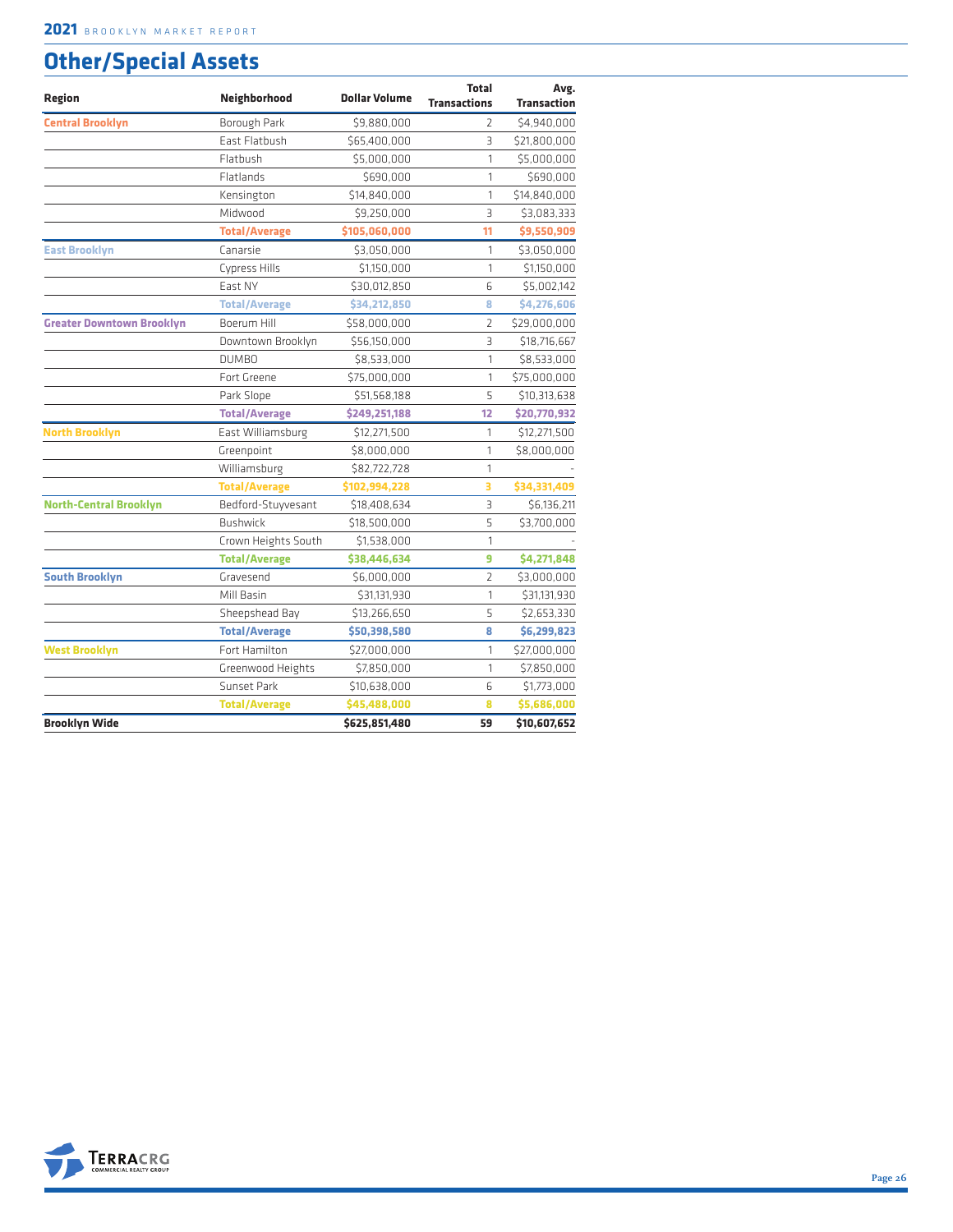## Other/Special Assets

| Region | Neighborhood | Dollar Volume | Total Transactions | Avg. Transaction |
|---|---|---|---|---|
| **Central Brooklyn** | Borough Park | $9,880,000 | 2 | $4,940,000 |
| | East Flatbush | $65,400,000 | 3 | $21,800,000 |
| | Flatbush | $5,000,000 | 1 | $5,000,000 |
| | Flatlands | $690,000 | 1 | $690,000 |
| | Kensington | $14,840,000 | 1 | $14,840,000 |
| | Midwood | $9,250,000 | 3 | $3,083,333 |
| | **Total/Average** | **$105,060,000** | **11** | **$9,550,909** |
| **East Brooklyn** | Canarsie | $3,050,000 | 1 | $3,050,000 |
| | Cypress Hills | $1,150,000 | 1 | $1,150,000 |
| | East NY | $30,012,850 | 6 | $5,002,142 |
| | **Total/Average** | **$34,212,850** | **8** | **$4,276,606** |
| **Greater Downtown Brooklyn** | Boerum Hill | $58,000,000 | 2 | $29,000,000 |
| | Downtown Brooklyn | $56,150,000 | 3 | $18,716,667 |
| | DUMBO | $8,533,000 | 1 | $8,533,000 |
| | Fort Greene | $75,000,000 | 1 | $75,000,000 |
| | Park Slope | $51,568,188 | 5 | $10,313,638 |
| | **Total/Average** | **$249,251,188** | **12** | **$20,770,932** |
| **North Brooklyn** | East Williamsburg | $12,271,500 | 1 | $12,271,500 |
| | Greenpoint | $8,000,000 | 1 | $8,000,000 |
| | Williamsburg | $82,722,728 | 1 | - |
| | **Total/Average** | **$102,994,228** | **3** | **$34,331,409** |
| **North-Central Brooklyn** | Bedford-Stuyvesant | $18,408,634 | 3 | $6,136,211 |
| | Bushwick | $18,500,000 | 5 | $3,700,000 |
| | Crown Heights South | $1,538,000 | 1 | - |
| | **Total/Average** | **$38,446,634** | **9** | **$4,271,848** |
| **South Brooklyn** | Gravesend | $6,000,000 | 2 | $3,000,000 |
| | Mill Basin | $31,131,930 | 1 | $31,131,930 |
| | Sheepshead Bay | $13,266,650 | 5 | $2,653,330 |
| | **Total/Average** | **$50,398,580** | **8** | **$6,299,823** |
| **West Brooklyn** | Fort Hamilton | $27,000,000 | 1 | $27,000,000 |
| | Greenwood Heights | $7,850,000 | 1 | $7,850,000 |
| | Sunset Park | $10,638,000 | 6 | $1,773,000 |
| | **Total/Average** | **$45,488,000** | **8** | **$5,686,000** |
| **Brooklyn Wide** | | **$625,851,480** | **59** | **$10,607,652** |